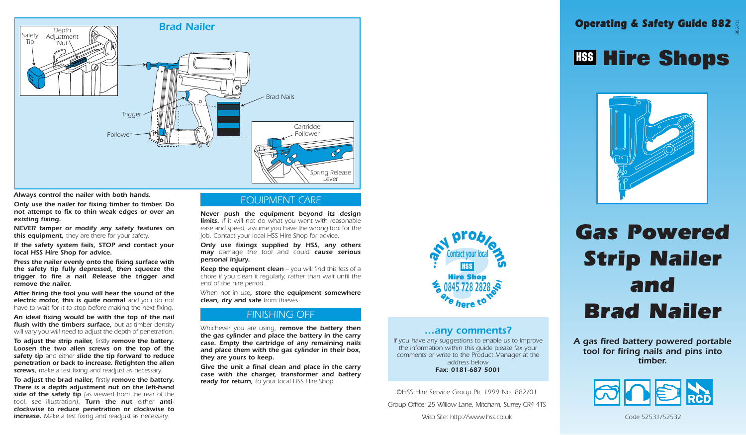## Brad Nailer

Safety Tip

Depth Adjustment Nut

Brad Nails

Trigger

Follower

Cartridge Follower

Spring Release Lever

***Always control the nailer with both hands.***

***Only use the nailer for fixing timber to timber. Do not attempt to fix to thin weak edges or over an existing fixing.***

***NEVER tamper or modify any safety features on this equipment,*** *they are there for your safety.*

***If the safety system fails, STOP and contact your local HSS Hire Shop for advice.***

***Press the nailer evenly onto the fixing surface with the safety tip fully depressed, then squeeze the trigger to fire a nail. Release the trigger and remove the nailer.***

***After firing the tool you will hear the sound of the electric motor, this is quite normal*** *and you do not have to wait for it to stop before making the next fixing.*

***An ideal fixing would be with the top of the nail flush with the timbers surface,*** *but as timber density will vary you will need to adjust the depth of penetration.*

***To adjust the strip nailer,*** *firstly* ***remove the battery. Loosen the two allen screws on the top of the safety tip*** *and either* ***slide the tip forward to reduce penetration or back to increase. Retighten the allen screws,*** *make a test fixing and readjust as necessary.*

***To adjust the brad nailer,*** *firstly* ***remove the battery. There is a depth adjustment nut on the left-hand side of the safety tip*** *(as viewed from the rear of the tool, see illustration).* ***Turn the nut*** *either* ***anti-clockwise to reduce penetration or clockwise to increase.*** *Make a test fixing and readjust as necessary.*

## EQUIPMENT CARE

***Never push the equipment beyond its design limits.*** *If it will not do what you want with reasonable ease and speed, assume you have the wrong tool for the job. Contact your local HSS Hire Shop for advice.*

***Only use fixings supplied by HSS, any others may*** *damage the tool and could* ***cause serious personal injury.***

***Keep the equipment clean*** *– you will find this less of a chore if you clean it regularly, rather than wait until the end of the hire period.*

*When not in use,* ***store the equipment somewhere clean, dry and safe*** *from thieves.*

## FINISHING OFF

*Whichever you are using,* ***remove the battery then the gas cylinder and place the unit in the carry case. Empty the cartridge of any remaining nails and place them with the gas cylinder in their box, they are yours to keep.***

***Give the unit a final clean and place in the carry case with the charger, transformer and battery ready for return,*** *to your local HSS Hire Shop.*

...any problems

Contact your local HSS Hire Shop 0845 728 2828

We are here to help!

### ...any comments?

If you have any suggestions to enable us to improve the information within this guide please fax your comments or write to the Product Manager at the address below

**Fax: 0181-687 5001**

©HSS Hire Service Group Plc 1999 No. 882/01

Group Office: 25 Willow Lane, Mitcham, Surrey CR4 4TS

Web Site: http://www.hss.co.uk

**Operating & Safety Guide 882**

882/01

# HSS Hire Shops

# Gas Powered Strip Nailer and Brad Nailer

***A gas fired battery powered portable tool for firing nails and pins into timber.***

RCD

Code 52531/52532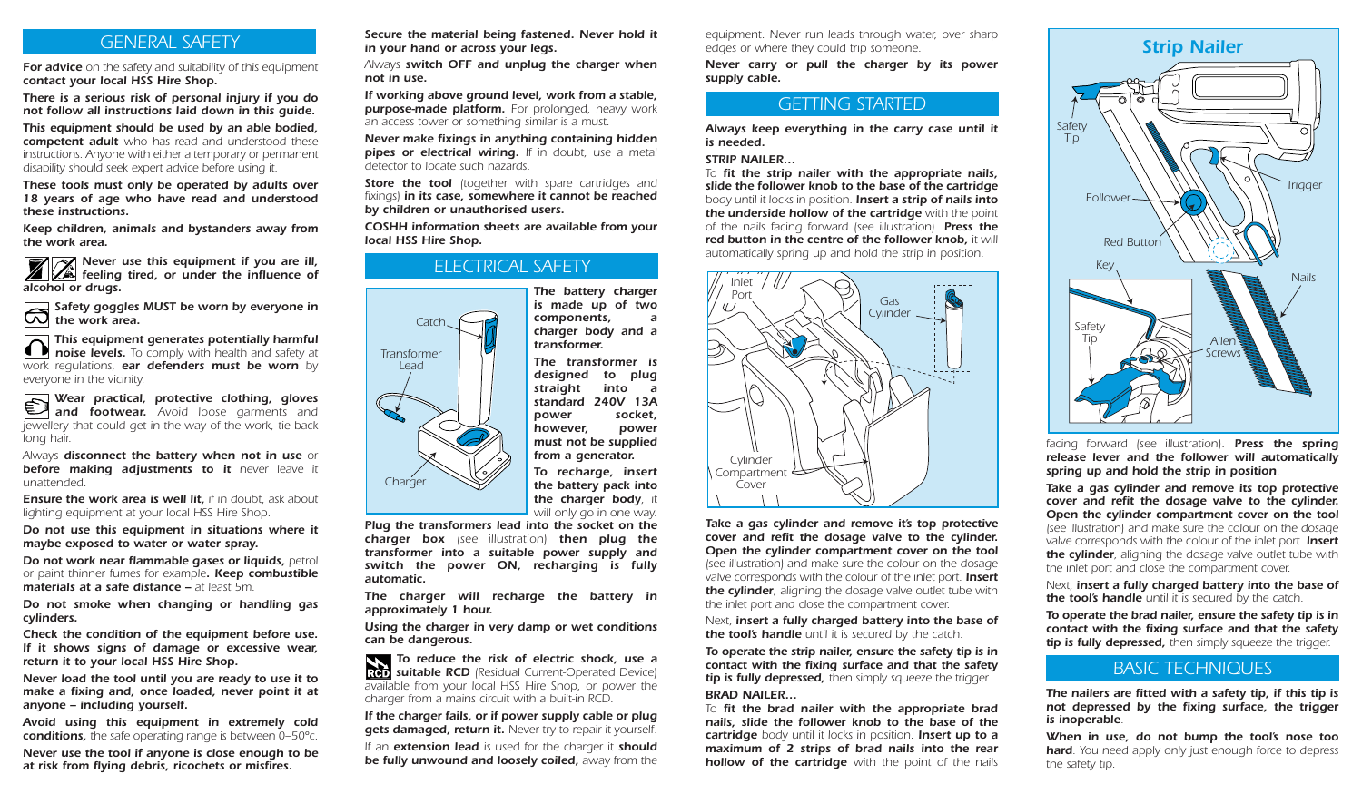## GENERAL SAFETY

**For advice** on the safety and suitability of this equipment **contact your local HSS Hire Shop.**

**There is a serious risk of personal injury if you do not follow all instructions laid down in this guide.**

**This equipment should be used by an able bodied, competent adult** who has read and understood these instructions. Anyone with either a temporary or permanent disability should seek expert advice before using it.

**These tools must only be operated by adults over 18 years of age who have read and understood these instructions.**

**Keep children, animals and bystanders away from the work area.**

**Never use this equipment if you are ill, feeling tired, or under the influence of alcohol or drugs.**

**Safety goggles MUST be worn by everyone in the work area.**

**This equipment generates potentially harmful noise levels.** To comply with health and safety at work regulations, **ear defenders must be worn** by everyone in the vicinity.

**Wear practical, protective clothing, gloves and footwear.** Avoid loose garments and jewellery that could get in the way of the work, tie back long hair.

Always **disconnect the battery when not in use** or **before making adjustments to it** never leave it unattended.

**Ensure the work area is well lit,** if in doubt, ask about lighting equipment at your local HSS Hire Shop.

**Do not use this equipment in situations where it maybe exposed to water or water spray.**

**Do not work near flammable gases or liquids,** petrol or paint thinner fumes for example**. Keep combustible materials at a safe distance –** at least 5m.

**Do not smoke when changing or handling gas cylinders.**

**Check the condition of the equipment before use. If it shows signs of damage or excessive wear, return it to your local HSS Hire Shop.**

**Never load the tool until you are ready to use it to make a fixing and, once loaded, never point it at anyone – including yourself.**

**Avoid using this equipment in extremely cold conditions,** the safe operating range is between 0–50°c.

**Never use the tool if anyone is close enough to be at risk from flying debris, ricochets or misfires.**

***Secure the material being fastened. Never hold it in your hand or across your legs.***

Always **switch OFF and unplug the charger when not in use.**

**If working above ground level, work from a stable, purpose-made platform.** For prolonged, heavy work an access tower or something similar is a must.

**Never make fixings in anything containing hidden pipes or electrical wiring.** If in doubt, use a metal detector to locate such hazards.

**Store the tool** (together with spare cartridges and fixings) **in its case, somewhere it cannot be reached by children or unauthorised users.**

**COSHH information sheets are available from your local HSS Hire Shop.**

## ELECTRICAL SAFETY

Catch
Transformer Lead
Charger

**The battery charger is made up of two components, a charger body and a transformer.**

**The transformer is designed to plug straight into a standard 240V 13A power socket, however, power must not be supplied from a generator.**

**To recharge, insert the battery pack into the charger body**, it will only go in one way.

**Plug the transformers lead into the socket on the charger box** (see illustration) **then plug the transformer into a suitable power supply and switch the power ON, recharging is fully automatic.**

**The charger will recharge the battery in approximately 1 hour.**

**Using the charger in very damp or wet conditions can be dangerous.**

**To reduce the risk of electric shock, use a suitable RCD** (Residual Current-Operated Device) available from your local HSS Hire Shop, or power the charger from a mains circuit with a built-in RCD.

**If the charger fails, or if power supply cable or plug gets damaged, return it.** Never try to repair it yourself.

If an **extension lead** is used for the charger it **should be fully unwound and loosely coiled,** away from the equipment. Never run leads through water, over sharp edges or where they could trip someone.

**Never carry or pull the charger by its power supply cable.**

## GETTING STARTED

***Always keep everything in the carry case until it is needed.***

***STRIP NAILER…***

To **fit the strip nailer with the appropriate nails, slide the follower knob to the base of the cartridge** body until it locks in position. **Insert a strip of nails into the underside hollow of the cartridge** with the point of the nails facing forward (see illustration). **Press the red button in the centre of the follower knob,** it will automatically spring up and hold the strip in position.

Inlet Port
Gas Cylinder
Cylinder Compartment Cover

**Take a gas cylinder and remove it's top protective cover and refit the dosage valve to the cylinder. Open the cylinder compartment cover on the tool** (see illustration) and make sure the colour on the dosage valve corresponds with the colour of the inlet port. **Insert the cylinder**, aligning the dosage valve outlet tube with the inlet port and close the compartment cover.

Next, **insert a fully charged battery into the base of the tool's handle** until it is secured by the catch.

**To operate the strip nailer, ensure the safety tip is in contact with the fixing surface and that the safety tip is fully depressed,** then simply squeeze the trigger.

***BRAD NAILER…***

To **fit the brad nailer with the appropriate brad nails, slide the follower knob to the base of the cartridge** body until it locks in position. **Insert up to a maximum of 2 strips of brad nails into the rear hollow of the cartridge** with the point of the nails facing forward (see illustration). **Press the spring release lever and the follower will automatically spring up and hold the strip in position**.

**Strip Nailer**

Safety Tip
Follower
Trigger
Red Button
Key
Nails
Safety Tip
Allen Screws

**Take a gas cylinder and remove its top protective cover and refit the dosage valve to the cylinder. Open the cylinder compartment cover on the tool** (see illustration) and make sure the colour on the dosage valve corresponds with the colour of the inlet port. **Insert the cylinder**, aligning the dosage valve outlet tube with the inlet port and close the compartment cover.

Next, **insert a fully charged battery into the base of the tool's handle** until it is secured by the catch.

**To operate the brad nailer, ensure the safety tip is in contact with the fixing surface and that the safety tip is fully depressed,** then simply squeeze the trigger.

## BASIC TECHNIQUES

**The nailers are fitted with a safety tip, if this tip is not depressed by the fixing surface, the trigger is inoperable**.

**When in use, do not bump the tool's nose too hard**. You need apply only just enough force to depress the safety tip.